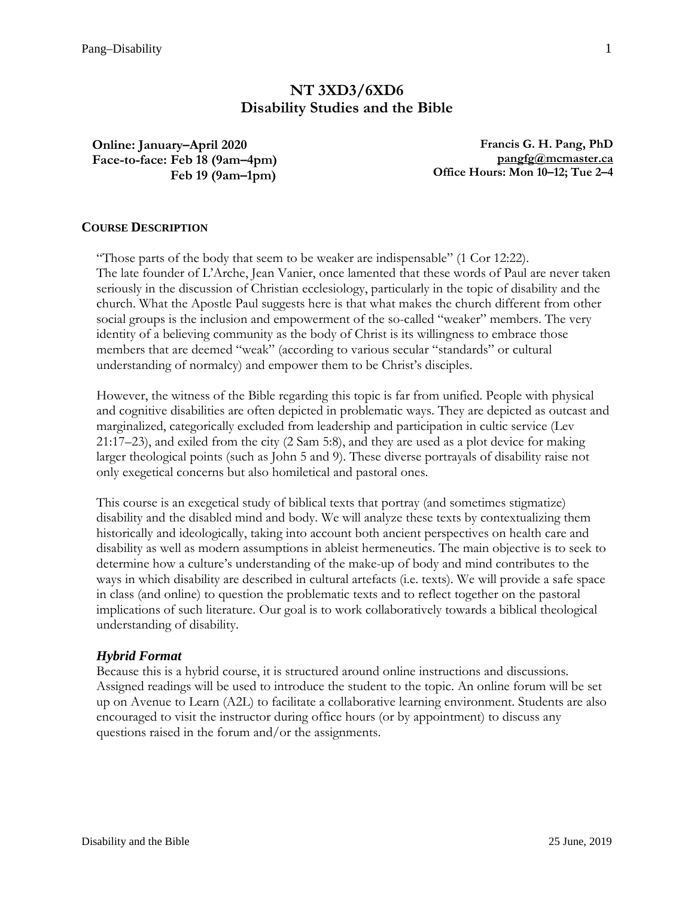# NT 3XD3/6XD6
# Disability Studies and the Bible

**Online: January–April 2020**
**Face-to-face: Feb 18 (9am–4pm)**
**Feb 19 (9am–1pm)**

**Francis G. H. Pang, PhD**
**pangfg@mcmaster.ca**
**Office Hours: Mon 10–12; Tue 2–4**

## COURSE DESCRIPTION

"Those parts of the body that seem to be weaker are indispensable" (1 Cor 12:22). The late founder of L'Arche, Jean Vanier, once lamented that these words of Paul are never taken seriously in the discussion of Christian ecclesiology, particularly in the topic of disability and the church. What the Apostle Paul suggests here is that what makes the church different from other social groups is the inclusion and empowerment of the so-called "weaker" members. The very identity of a believing community as the body of Christ is its willingness to embrace those members that are deemed "weak" (according to various secular "standards" or cultural understanding of normalcy) and empower them to be Christ's disciples.

However, the witness of the Bible regarding this topic is far from unified. People with physical and cognitive disabilities are often depicted in problematic ways. They are depicted as outcast and marginalized, categorically excluded from leadership and participation in cultic service (Lev 21:17–23), and exiled from the city (2 Sam 5:8), and they are used as a plot device for making larger theological points (such as John 5 and 9). These diverse portrayals of disability raise not only exegetical concerns but also homiletical and pastoral ones.

This course is an exegetical study of biblical texts that portray (and sometimes stigmatize) disability and the disabled mind and body. We will analyze these texts by contextualizing them historically and ideologically, taking into account both ancient perspectives on health care and disability as well as modern assumptions in ableist hermeneutics. The main objective is to seek to determine how a culture's understanding of the make-up of body and mind contributes to the ways in which disability are described in cultural artefacts (i.e. texts). We will provide a safe space in class (and online) to question the problematic texts and to reflect together on the pastoral implications of such literature. Our goal is to work collaboratively towards a biblical theological understanding of disability.

### *Hybrid Format*

Because this is a hybrid course, it is structured around online instructions and discussions. Assigned readings will be used to introduce the student to the topic. An online forum will be set up on Avenue to Learn (A2L) to facilitate a collaborative learning environment. Students are also encouraged to visit the instructor during office hours (or by appointment) to discuss any questions raised in the forum and/or the assignments.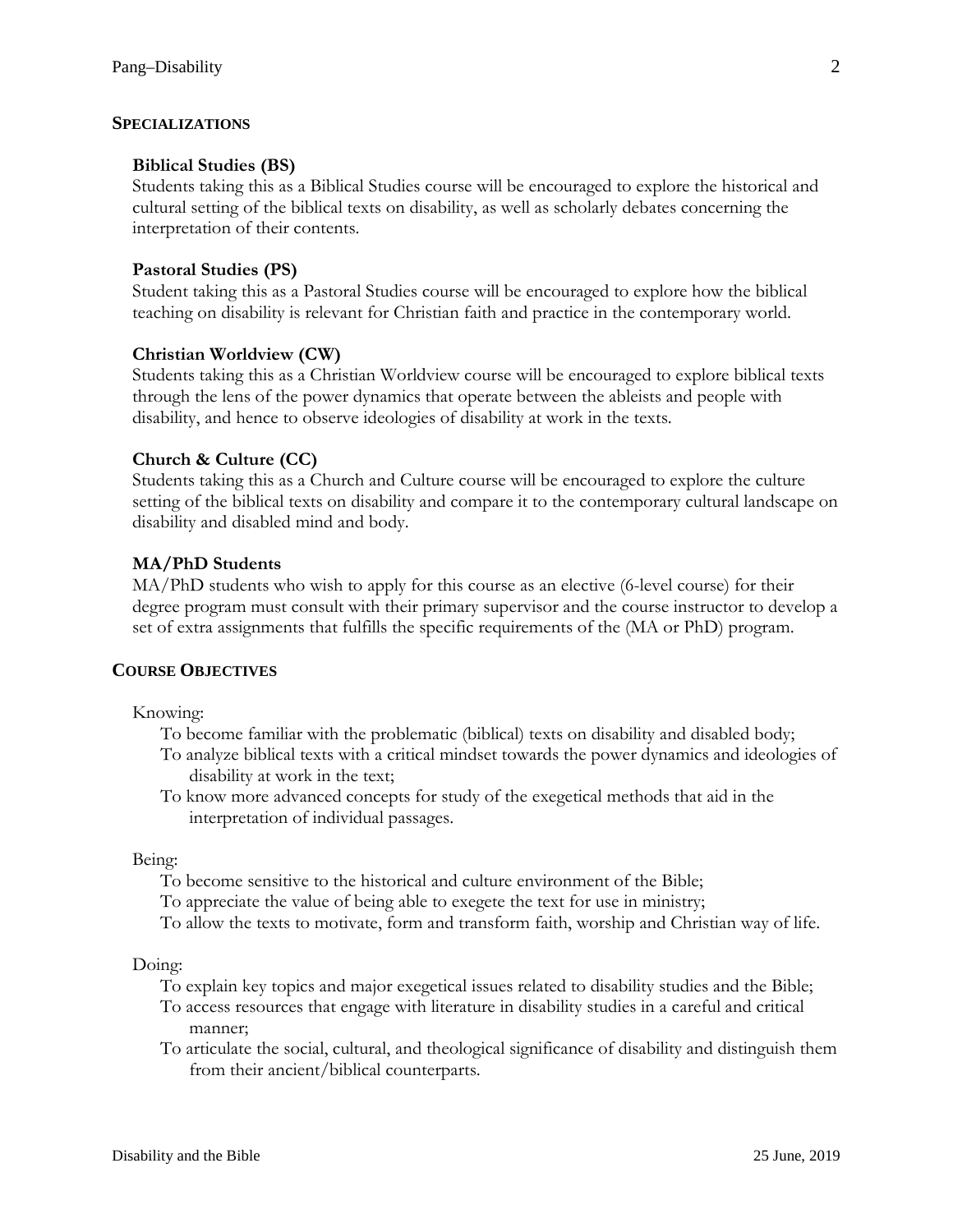## SPECIALIZATIONS

### Biblical Studies (BS)

Students taking this as a Biblical Studies course will be encouraged to explore the historical and cultural setting of the biblical texts on disability, as well as scholarly debates concerning the interpretation of their contents.

### Pastoral Studies (PS)

Student taking this as a Pastoral Studies course will be encouraged to explore how the biblical teaching on disability is relevant for Christian faith and practice in the contemporary world.

### Christian Worldview (CW)

Students taking this as a Christian Worldview course will be encouraged to explore biblical texts through the lens of the power dynamics that operate between the ableists and people with disability, and hence to observe ideologies of disability at work in the texts.

### Church & Culture (CC)

Students taking this as a Church and Culture course will be encouraged to explore the culture setting of the biblical texts on disability and compare it to the contemporary cultural landscape on disability and disabled mind and body.

### MA/PhD Students

MA/PhD students who wish to apply for this course as an elective (6-level course) for their degree program must consult with their primary supervisor and the course instructor to develop a set of extra assignments that fulfills the specific requirements of the (MA or PhD) program.

## COURSE OBJECTIVES

Knowing:

- To become familiar with the problematic (biblical) texts on disability and disabled body;
- To analyze biblical texts with a critical mindset towards the power dynamics and ideologies of disability at work in the text;
- To know more advanced concepts for study of the exegetical methods that aid in the interpretation of individual passages.

Being:

- To become sensitive to the historical and culture environment of the Bible;
- To appreciate the value of being able to exegete the text for use in ministry;
- To allow the texts to motivate, form and transform faith, worship and Christian way of life.

Doing:

- To explain key topics and major exegetical issues related to disability studies and the Bible;
- To access resources that engage with literature in disability studies in a careful and critical manner;
- To articulate the social, cultural, and theological significance of disability and distinguish them from their ancient/biblical counterparts.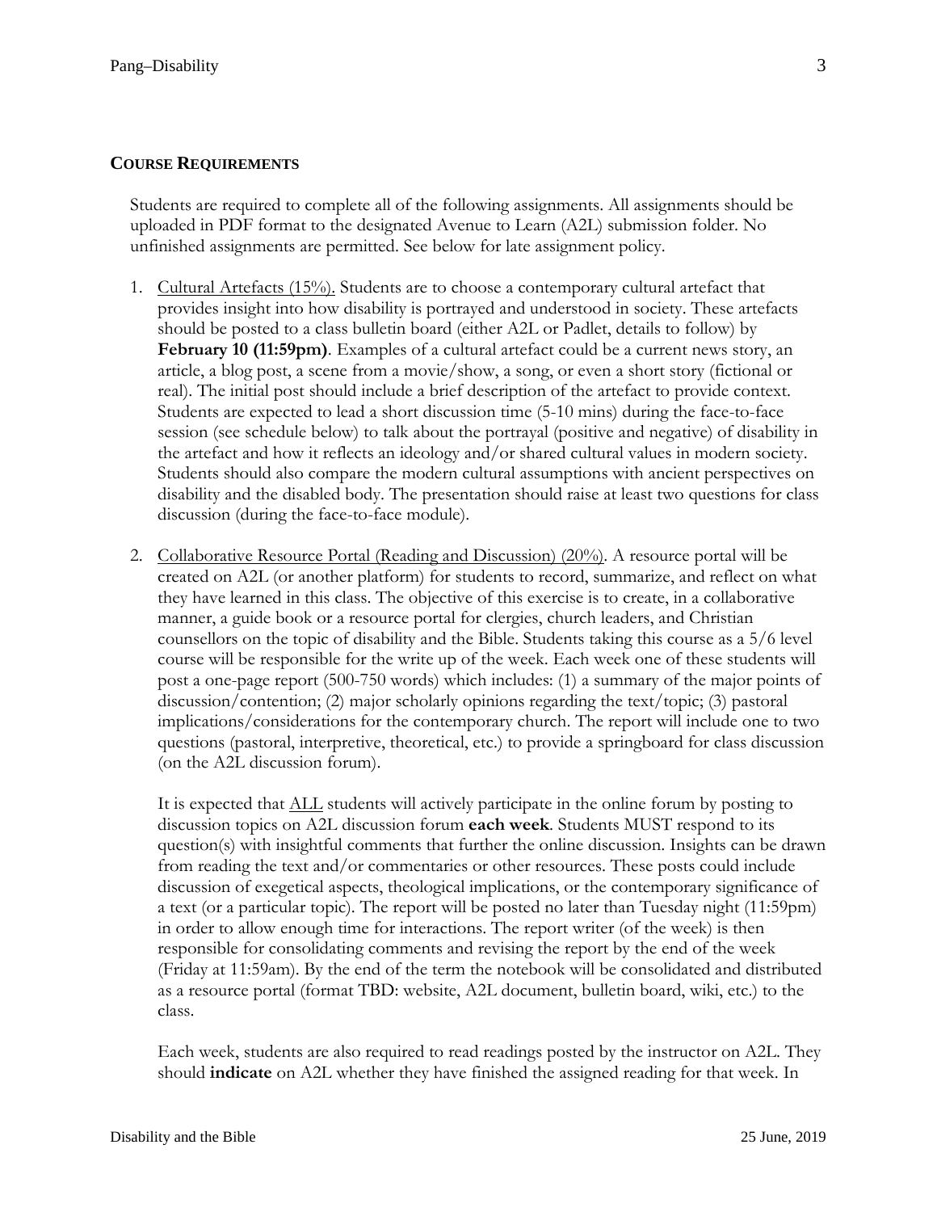## COURSE REQUIREMENTS

Students are required to complete all of the following assignments. All assignments should be uploaded in PDF format to the designated Avenue to Learn (A2L) submission folder. No unfinished assignments are permitted. See below for late assignment policy.

1. Cultural Artefacts (15%). Students are to choose a contemporary cultural artefact that provides insight into how disability is portrayed and understood in society. These artefacts should be posted to a class bulletin board (either A2L or Padlet, details to follow) by **February 10 (11:59pm)**. Examples of a cultural artefact could be a current news story, an article, a blog post, a scene from a movie/show, a song, or even a short story (fictional or real). The initial post should include a brief description of the artefact to provide context. Students are expected to lead a short discussion time (5-10 mins) during the face-to-face session (see schedule below) to talk about the portrayal (positive and negative) of disability in the artefact and how it reflects an ideology and/or shared cultural values in modern society. Students should also compare the modern cultural assumptions with ancient perspectives on disability and the disabled body. The presentation should raise at least two questions for class discussion (during the face-to-face module).

2. Collaborative Resource Portal (Reading and Discussion) (20%). A resource portal will be created on A2L (or another platform) for students to record, summarize, and reflect on what they have learned in this class. The objective of this exercise is to create, in a collaborative manner, a guide book or a resource portal for clergies, church leaders, and Christian counsellors on the topic of disability and the Bible. Students taking this course as a 5/6 level course will be responsible for the write up of the week. Each week one of these students will post a one-page report (500-750 words) which includes: (1) a summary of the major points of discussion/contention; (2) major scholarly opinions regarding the text/topic; (3) pastoral implications/considerations for the contemporary church. The report will include one to two questions (pastoral, interpretive, theoretical, etc.) to provide a springboard for class discussion (on the A2L discussion forum).

   It is expected that ALL students will actively participate in the online forum by posting to discussion topics on A2L discussion forum **each week**. Students MUST respond to its question(s) with insightful comments that further the online discussion. Insights can be drawn from reading the text and/or commentaries or other resources. These posts could include discussion of exegetical aspects, theological implications, or the contemporary significance of a text (or a particular topic). The report will be posted no later than Tuesday night (11:59pm) in order to allow enough time for interactions. The report writer (of the week) is then responsible for consolidating comments and revising the report by the end of the week (Friday at 11:59am). By the end of the term the notebook will be consolidated and distributed as a resource portal (format TBD: website, A2L document, bulletin board, wiki, etc.) to the class.

   Each week, students are also required to read readings posted by the instructor on A2L. They should **indicate** on A2L whether they have finished the assigned reading for that week. In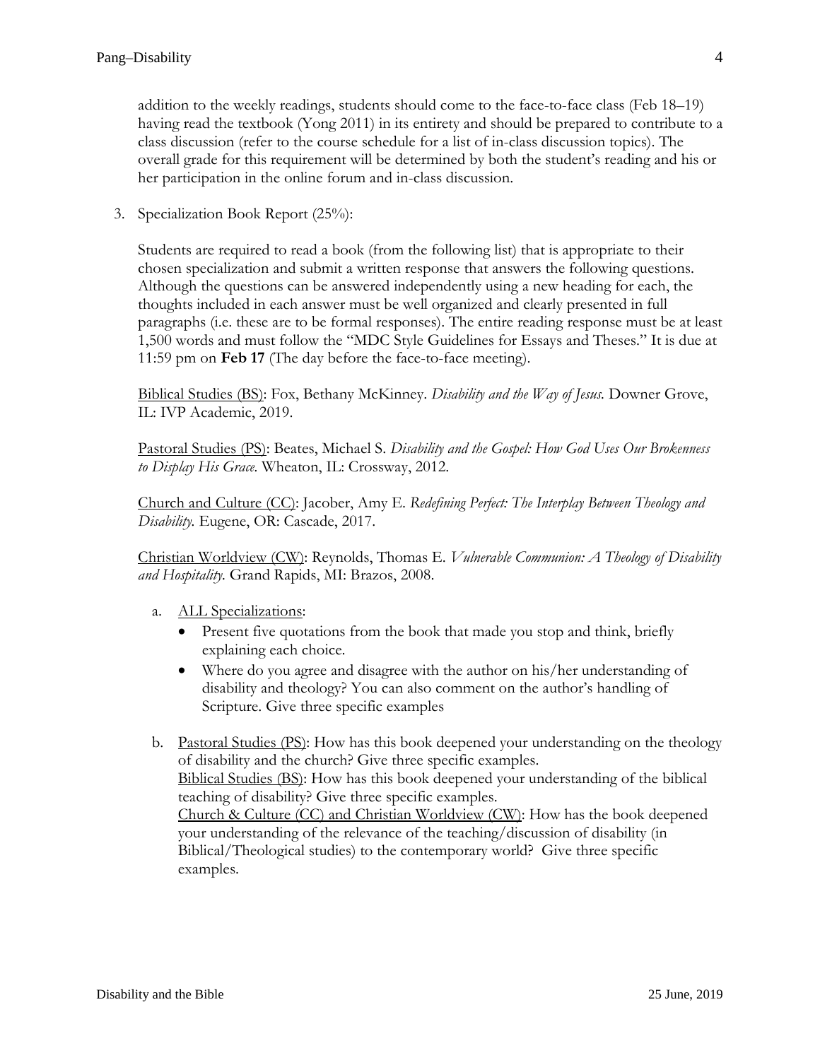addition to the weekly readings, students should come to the face-to-face class (Feb 18–19) having read the textbook (Yong 2011) in its entirety and should be prepared to contribute to a class discussion (refer to the course schedule for a list of in-class discussion topics). The overall grade for this requirement will be determined by both the student's reading and his or her participation in the online forum and in-class discussion.

3. Specialization Book Report (25%):

   Students are required to read a book (from the following list) that is appropriate to their chosen specialization and submit a written response that answers the following questions. Although the questions can be answered independently using a new heading for each, the thoughts included in each answer must be well organized and clearly presented in full paragraphs (i.e. these are to be formal responses). The entire reading response must be at least 1,500 words and must follow the "MDC Style Guidelines for Essays and Theses." It is due at 11:59 pm on **Feb 17** (The day before the face-to-face meeting).

   <u>Biblical Studies (BS)</u>: Fox, Bethany McKinney. *Disability and the Way of Jesus.* Downer Grove, IL: IVP Academic, 2019.

   <u>Pastoral Studies (PS)</u>: Beates, Michael S. *Disability and the Gospel: How God Uses Our Brokenness to Display His Grace.* Wheaton, IL: Crossway, 2012.

   <u>Church and Culture (CC)</u>: Jacober, Amy E. *Redefining Perfect: The Interplay Between Theology and Disability.* Eugene, OR: Cascade, 2017.

   <u>Christian Worldview (CW)</u>: Reynolds, Thomas E. *Vulnerable Communion: A Theology of Disability and Hospitality.* Grand Rapids, MI: Brazos, 2008.

   a. <u>ALL Specializations</u>:
      - Present five quotations from the book that made you stop and think, briefly explaining each choice.
      - Where do you agree and disagree with the author on his/her understanding of disability and theology? You can also comment on the author's handling of Scripture. Give three specific examples

   b. <u>Pastoral Studies (PS)</u>: How has this book deepened your understanding on the theology of disability and the church? Give three specific examples.
      <u>Biblical Studies (BS)</u>: How has this book deepened your understanding of the biblical teaching of disability? Give three specific examples.
      <u>Church & Culture (CC) and Christian Worldview (CW)</u>: How has the book deepened your understanding of the relevance of the teaching/discussion of disability (in Biblical/Theological studies) to the contemporary world? Give three specific examples.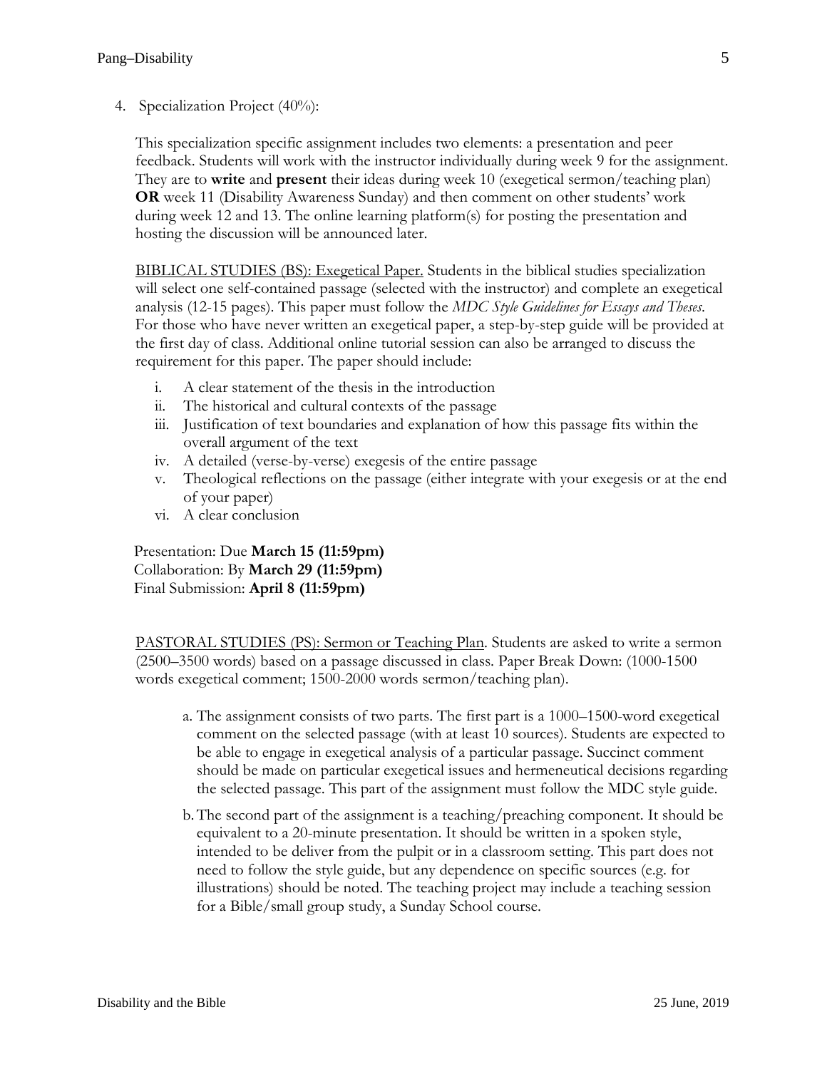4. Specialization Project (40%):

   This specialization specific assignment includes two elements: a presentation and peer feedback. Students will work with the instructor individually during week 9 for the assignment. They are to **write** and **present** their ideas during week 10 (exegetical sermon/teaching plan) **OR** week 11 (Disability Awareness Sunday) and then comment on other students' work during week 12 and 13. The online learning platform(s) for posting the presentation and hosting the discussion will be announced later.

   <u>BIBLICAL STUDIES (BS): Exegetical Paper.</u> Students in the biblical studies specialization will select one self-contained passage (selected with the instructor) and complete an exegetical analysis (12-15 pages). This paper must follow the *MDC Style Guidelines for Essays and Theses*. For those who have never written an exegetical paper, a step-by-step guide will be provided at the first day of class. Additional online tutorial session can also be arranged to discuss the requirement for this paper. The paper should include:

   i. A clear statement of the thesis in the introduction
   ii. The historical and cultural contexts of the passage
   iii. Justification of text boundaries and explanation of how this passage fits within the overall argument of the text
   iv. A detailed (verse-by-verse) exegesis of the entire passage
   v. Theological reflections on the passage (either integrate with your exegesis or at the end of your paper)
   vi. A clear conclusion

   Presentation: Due **March 15 (11:59pm)**
   Collaboration: By **March 29 (11:59pm)**
   Final Submission: **April 8 (11:59pm)**

   <u>PASTORAL STUDIES (PS): Sermon or Teaching Plan</u>. Students are asked to write a sermon (2500–3500 words) based on a passage discussed in class. Paper Break Down: (1000-1500 words exegetical comment; 1500-2000 words sermon/teaching plan).

   a. The assignment consists of two parts. The first part is a 1000–1500-word exegetical comment on the selected passage (with at least 10 sources). Students are expected to be able to engage in exegetical analysis of a particular passage. Succinct comment should be made on particular exegetical issues and hermeneutical decisions regarding the selected passage. This part of the assignment must follow the MDC style guide.

   b. The second part of the assignment is a teaching/preaching component. It should be equivalent to a 20-minute presentation. It should be written in a spoken style, intended to be deliver from the pulpit or in a classroom setting. This part does not need to follow the style guide, but any dependence on specific sources (e.g. for illustrations) should be noted. The teaching project may include a teaching session for a Bible/small group study, a Sunday School course.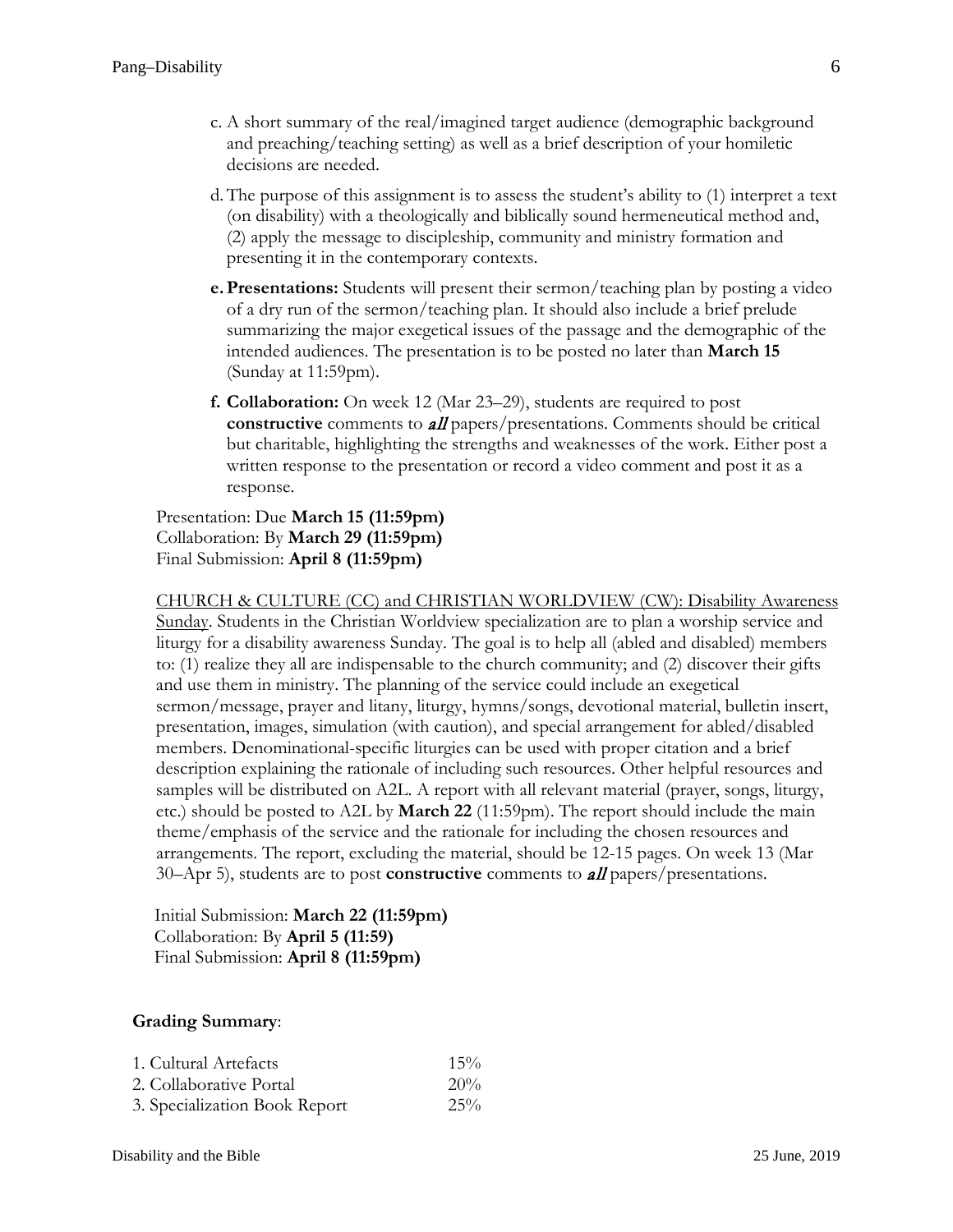c. A short summary of the real/imagined target audience (demographic background and preaching/teaching setting) as well as a brief description of your homiletic decisions are needed.

d. The purpose of this assignment is to assess the student's ability to (1) interpret a text (on disability) with a theologically and biblically sound hermeneutical method and, (2) apply the message to discipleship, community and ministry formation and presenting it in the contemporary contexts.

e. **Presentations:** Students will present their sermon/teaching plan by posting a video of a dry run of the sermon/teaching plan. It should also include a brief prelude summarizing the major exegetical issues of the passage and the demographic of the intended audiences. The presentation is to be posted no later than **March 15** (Sunday at 11:59pm).

f. **Collaboration:** On week 12 (Mar 23–29), students are required to post **constructive** comments to ***all*** papers/presentations. Comments should be critical but charitable, highlighting the strengths and weaknesses of the work. Either post a written response to the presentation or record a video comment and post it as a response.

Presentation: Due **March 15 (11:59pm)**
Collaboration: By **March 29 (11:59pm)**
Final Submission: **April 8 (11:59pm)**

CHURCH & CULTURE (CC) and CHRISTIAN WORLDVIEW (CW): Disability Awareness Sunday. Students in the Christian Worldview specialization are to plan a worship service and liturgy for a disability awareness Sunday. The goal is to help all (abled and disabled) members to: (1) realize they all are indispensable to the church community; and (2) discover their gifts and use them in ministry. The planning of the service could include an exegetical sermon/message, prayer and litany, liturgy, hymns/songs, devotional material, bulletin insert, presentation, images, simulation (with caution), and special arrangement for abled/disabled members. Denominational-specific liturgies can be used with proper citation and a brief description explaining the rationale of including such resources. Other helpful resources and samples will be distributed on A2L. A report with all relevant material (prayer, songs, liturgy, etc.) should be posted to A2L by **March 22** (11:59pm). The report should include the main theme/emphasis of the service and the rationale for including the chosen resources and arrangements. The report, excluding the material, should be 12-15 pages. On week 13 (Mar 30–Apr 5), students are to post **constructive** comments to ***all*** papers/presentations.

Initial Submission: **March 22 (11:59pm)**
Collaboration: By **April 5 (11:59)**
Final Submission: **April 8 (11:59pm)**

**Grading Summary**:

| | |
|---|---|
| 1. Cultural Artefacts | 15% |
| 2. Collaborative Portal | 20% |
| 3. Specialization Book Report | 25% |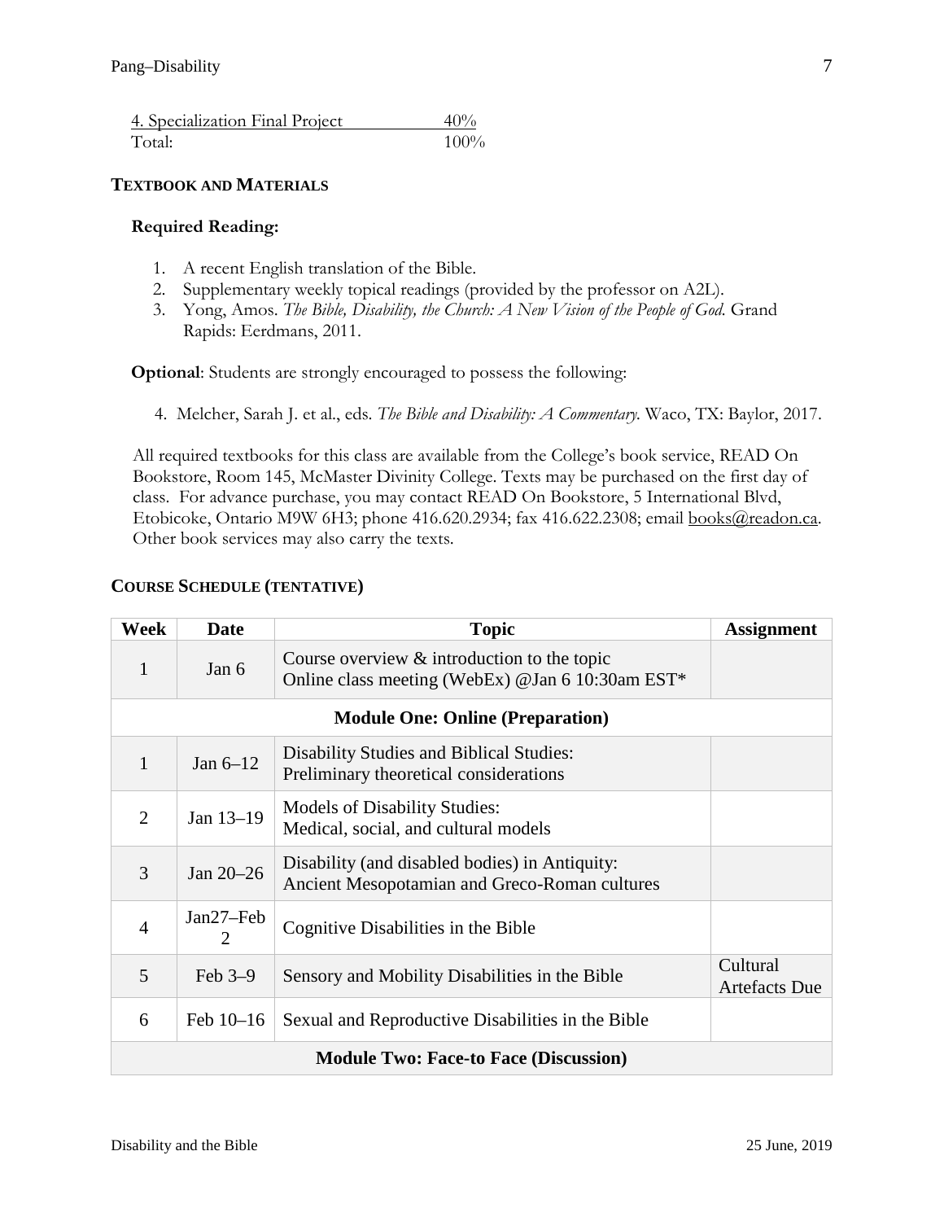| 4. Specialization Final Project | 40% |
| --- | --- |
| Total: | 100% |

## TEXTBOOK AND MATERIALS

**Required Reading:**

1. A recent English translation of the Bible.
2. Supplementary weekly topical readings (provided by the professor on A2L).
3. Yong, Amos. *The Bible, Disability, the Church: A New Vision of the People of God.* Grand Rapids: Eerdmans, 2011.

**Optional**: Students are strongly encouraged to possess the following:

4. Melcher, Sarah J. et al., eds. *The Bible and Disability: A Commentary.* Waco, TX: Baylor, 2017.

All required textbooks for this class are available from the College's book service, READ On Bookstore, Room 145, McMaster Divinity College. Texts may be purchased on the first day of class. For advance purchase, you may contact READ On Bookstore, 5 International Blvd, Etobicoke, Ontario M9W 6H3; phone 416.620.2934; fax 416.622.2308; email books@readon.ca. Other book services may also carry the texts.

## COURSE SCHEDULE (TENTATIVE)

| Week | Date | Topic | Assignment |
| --- | --- | --- | --- |
| 1 | Jan 6 | Course overview & introduction to the topic<br>Online class meeting (WebEx) @Jan 6 10:30am EST* | |
| | | **Module One: Online (Preparation)** | |
| 1 | Jan 6–12 | Disability Studies and Biblical Studies:<br>Preliminary theoretical considerations | |
| 2 | Jan 13–19 | Models of Disability Studies:<br>Medical, social, and cultural models | |
| 3 | Jan 20–26 | Disability (and disabled bodies) in Antiquity:<br>Ancient Mesopotamian and Greco-Roman cultures | |
| 4 | Jan27–Feb 2 | Cognitive Disabilities in the Bible | |
| 5 | Feb 3–9 | Sensory and Mobility Disabilities in the Bible | Cultural Artefacts Due |
| 6 | Feb 10–16 | Sexual and Reproductive Disabilities in the Bible | |
| | | **Module Two: Face-to Face (Discussion)** | |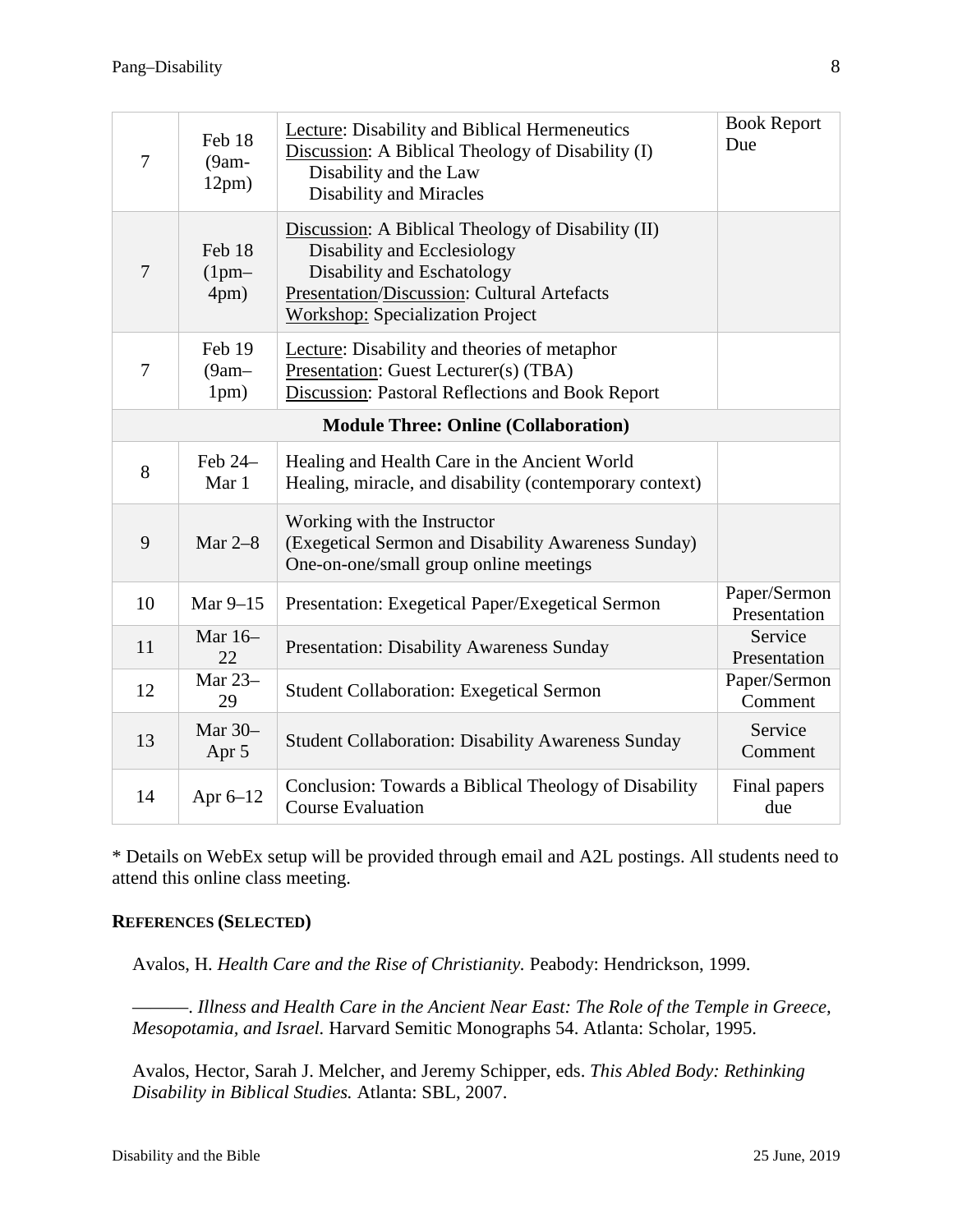| | | | |
|---|---|---|---|
| 7 | Feb 18 (9am-12pm) | Lecture: Disability and Biblical Hermeneutics<br>Discussion: A Biblical Theology of Disability (I)<br>Disability and the Law<br>Disability and Miracles | Book Report Due |
| 7 | Feb 18 (1pm–4pm) | Discussion: A Biblical Theology of Disability (II)<br>Disability and Ecclesiology<br>Disability and Eschatology<br>Presentation/Discussion: Cultural Artefacts<br>Workshop: Specialization Project | |
| 7 | Feb 19 (9am–1pm) | Lecture: Disability and theories of metaphor<br>Presentation: Guest Lecturer(s) (TBA)<br>Discussion: Pastoral Reflections and Book Report | |
| | | **Module Three: Online (Collaboration)** | |
| 8 | Feb 24–Mar 1 | Healing and Health Care in the Ancient World<br>Healing, miracle, and disability (contemporary context) | |
| 9 | Mar 2–8 | Working with the Instructor<br>(Exegetical Sermon and Disability Awareness Sunday)<br>One-on-one/small group online meetings | |
| 10 | Mar 9–15 | Presentation: Exegetical Paper/Exegetical Sermon | Paper/Sermon Presentation |
| 11 | Mar 16–22 | Presentation: Disability Awareness Sunday | Service Presentation |
| 12 | Mar 23–29 | Student Collaboration: Exegetical Sermon | Paper/Sermon Comment |
| 13 | Mar 30–Apr 5 | Student Collaboration: Disability Awareness Sunday | Service Comment |
| 14 | Apr 6–12 | Conclusion: Towards a Biblical Theology of Disability<br>Course Evaluation | Final papers due |

* Details on WebEx setup will be provided through email and A2L postings. All students need to attend this online class meeting.

**REFERENCES (SELECTED)**

Avalos, H. *Health Care and the Rise of Christianity.* Peabody: Hendrickson, 1999.

———. *Illness and Health Care in the Ancient Near East: The Role of the Temple in Greece, Mesopotamia, and Israel.* Harvard Semitic Monographs 54. Atlanta: Scholar, 1995.

Avalos, Hector, Sarah J. Melcher, and Jeremy Schipper, eds. *This Abled Body: Rethinking Disability in Biblical Studies.* Atlanta: SBL, 2007.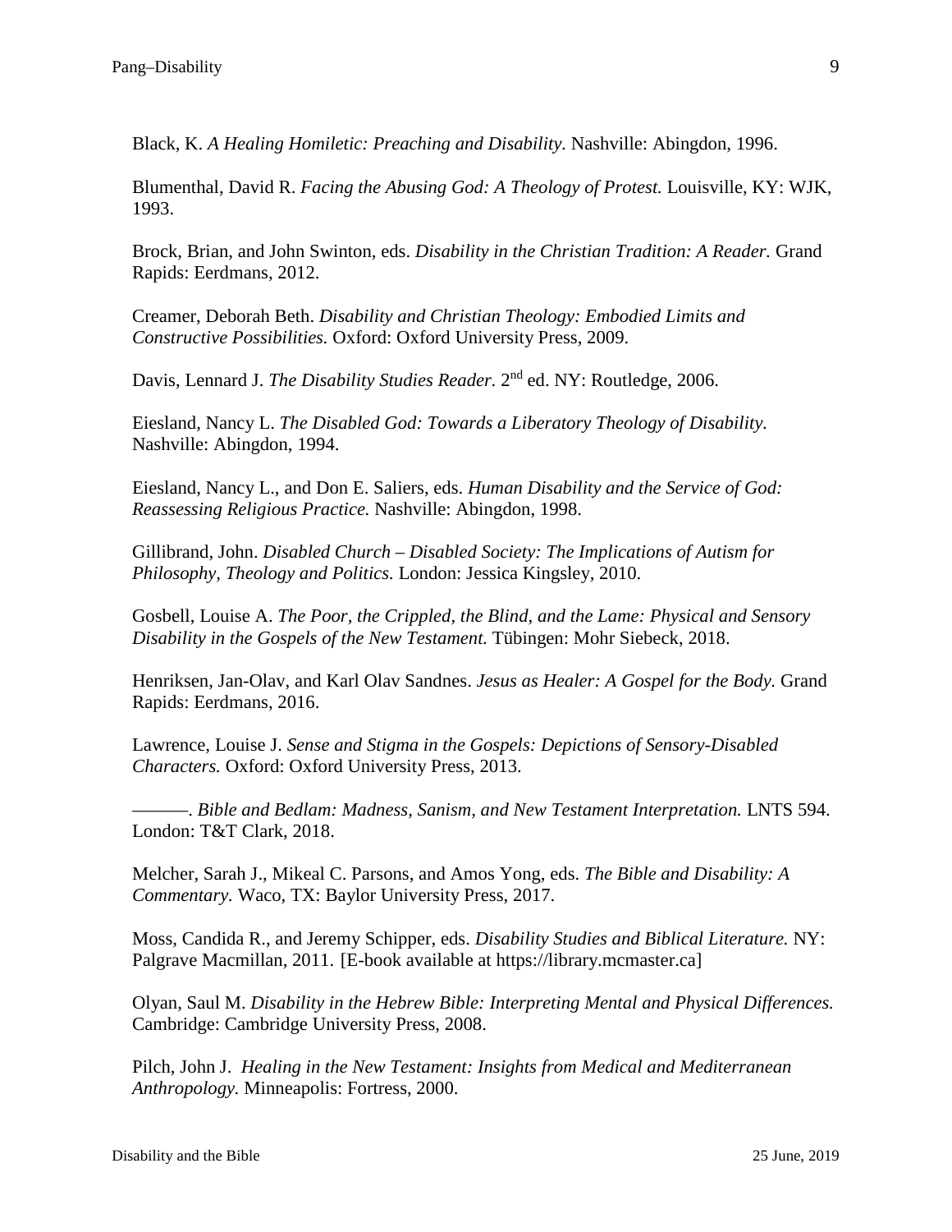Black, K. *A Healing Homiletic: Preaching and Disability.* Nashville: Abingdon, 1996.

Blumenthal, David R. *Facing the Abusing God: A Theology of Protest.* Louisville, KY: WJK, 1993.

Brock, Brian, and John Swinton, eds. *Disability in the Christian Tradition: A Reader.* Grand Rapids: Eerdmans, 2012.

Creamer, Deborah Beth. *Disability and Christian Theology: Embodied Limits and Constructive Possibilities.* Oxford: Oxford University Press, 2009.

Davis, Lennard J. *The Disability Studies Reader.* 2nd ed. NY: Routledge, 2006.

Eiesland, Nancy L. *The Disabled God: Towards a Liberatory Theology of Disability.* Nashville: Abingdon, 1994.

Eiesland, Nancy L., and Don E. Saliers, eds. *Human Disability and the Service of God: Reassessing Religious Practice.* Nashville: Abingdon, 1998.

Gillibrand, John. *Disabled Church – Disabled Society: The Implications of Autism for Philosophy, Theology and Politics.* London: Jessica Kingsley, 2010.

Gosbell, Louise A. *The Poor, the Crippled, the Blind, and the Lame: Physical and Sensory Disability in the Gospels of the New Testament.* Tübingen: Mohr Siebeck, 2018.

Henriksen, Jan-Olav, and Karl Olav Sandnes. *Jesus as Healer: A Gospel for the Body.* Grand Rapids: Eerdmans, 2016.

Lawrence, Louise J. *Sense and Stigma in the Gospels: Depictions of Sensory-Disabled Characters.* Oxford: Oxford University Press, 2013.

———. *Bible and Bedlam: Madness, Sanism, and New Testament Interpretation.* LNTS 594. London: T&T Clark, 2018.

Melcher, Sarah J., Mikeal C. Parsons, and Amos Yong, eds. *The Bible and Disability: A Commentary.* Waco, TX: Baylor University Press, 2017.

Moss, Candida R., and Jeremy Schipper, eds. *Disability Studies and Biblical Literature.* NY: Palgrave Macmillan, 2011. [E-book available at https://library.mcmaster.ca]

Olyan, Saul M. *Disability in the Hebrew Bible: Interpreting Mental and Physical Differences.* Cambridge: Cambridge University Press, 2008.

Pilch, John J. *Healing in the New Testament: Insights from Medical and Mediterranean Anthropology.* Minneapolis: Fortress, 2000.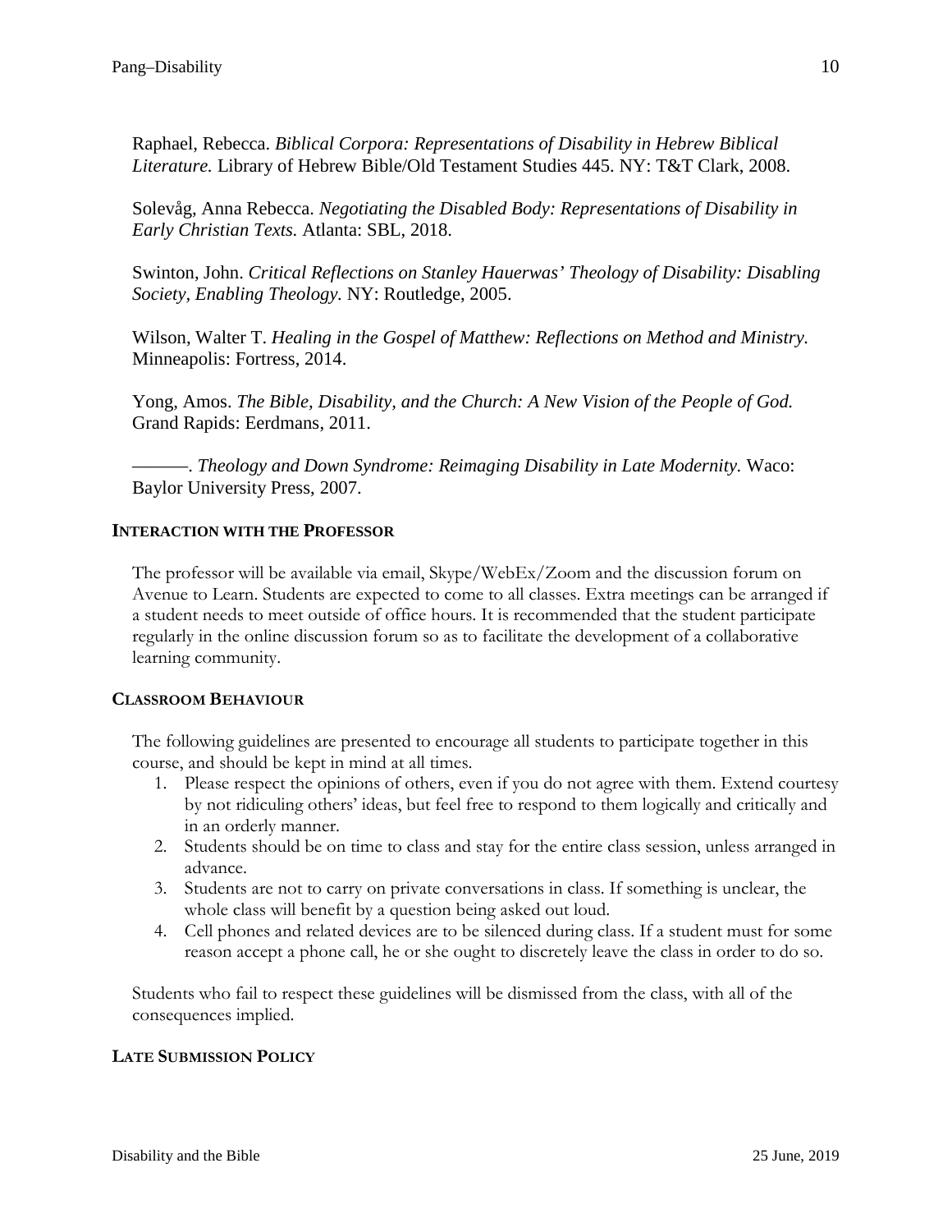Raphael, Rebecca. *Biblical Corpora: Representations of Disability in Hebrew Biblical Literature.* Library of Hebrew Bible/Old Testament Studies 445. NY: T&T Clark, 2008.

Solevåg, Anna Rebecca. *Negotiating the Disabled Body: Representations of Disability in Early Christian Texts.* Atlanta: SBL, 2018.

Swinton, John. *Critical Reflections on Stanley Hauerwas' Theology of Disability: Disabling Society, Enabling Theology.* NY: Routledge, 2005.

Wilson, Walter T. *Healing in the Gospel of Matthew: Reflections on Method and Ministry.* Minneapolis: Fortress, 2014.

Yong, Amos. *The Bible, Disability, and the Church: A New Vision of the People of God.* Grand Rapids: Eerdmans, 2011.

———. *Theology and Down Syndrome: Reimaging Disability in Late Modernity.* Waco: Baylor University Press, 2007.

## INTERACTION WITH THE PROFESSOR

The professor will be available via email, Skype/WebEx/Zoom and the discussion forum on Avenue to Learn. Students are expected to come to all classes. Extra meetings can be arranged if a student needs to meet outside of office hours. It is recommended that the student participate regularly in the online discussion forum so as to facilitate the development of a collaborative learning community.

## CLASSROOM BEHAVIOUR

The following guidelines are presented to encourage all students to participate together in this course, and should be kept in mind at all times.

1. Please respect the opinions of others, even if you do not agree with them. Extend courtesy by not ridiculing others' ideas, but feel free to respond to them logically and critically and in an orderly manner.
2. Students should be on time to class and stay for the entire class session, unless arranged in advance.
3. Students are not to carry on private conversations in class. If something is unclear, the whole class will benefit by a question being asked out loud.
4. Cell phones and related devices are to be silenced during class. If a student must for some reason accept a phone call, he or she ought to discretely leave the class in order to do so.

Students who fail to respect these guidelines will be dismissed from the class, with all of the consequences implied.

## LATE SUBMISSION POLICY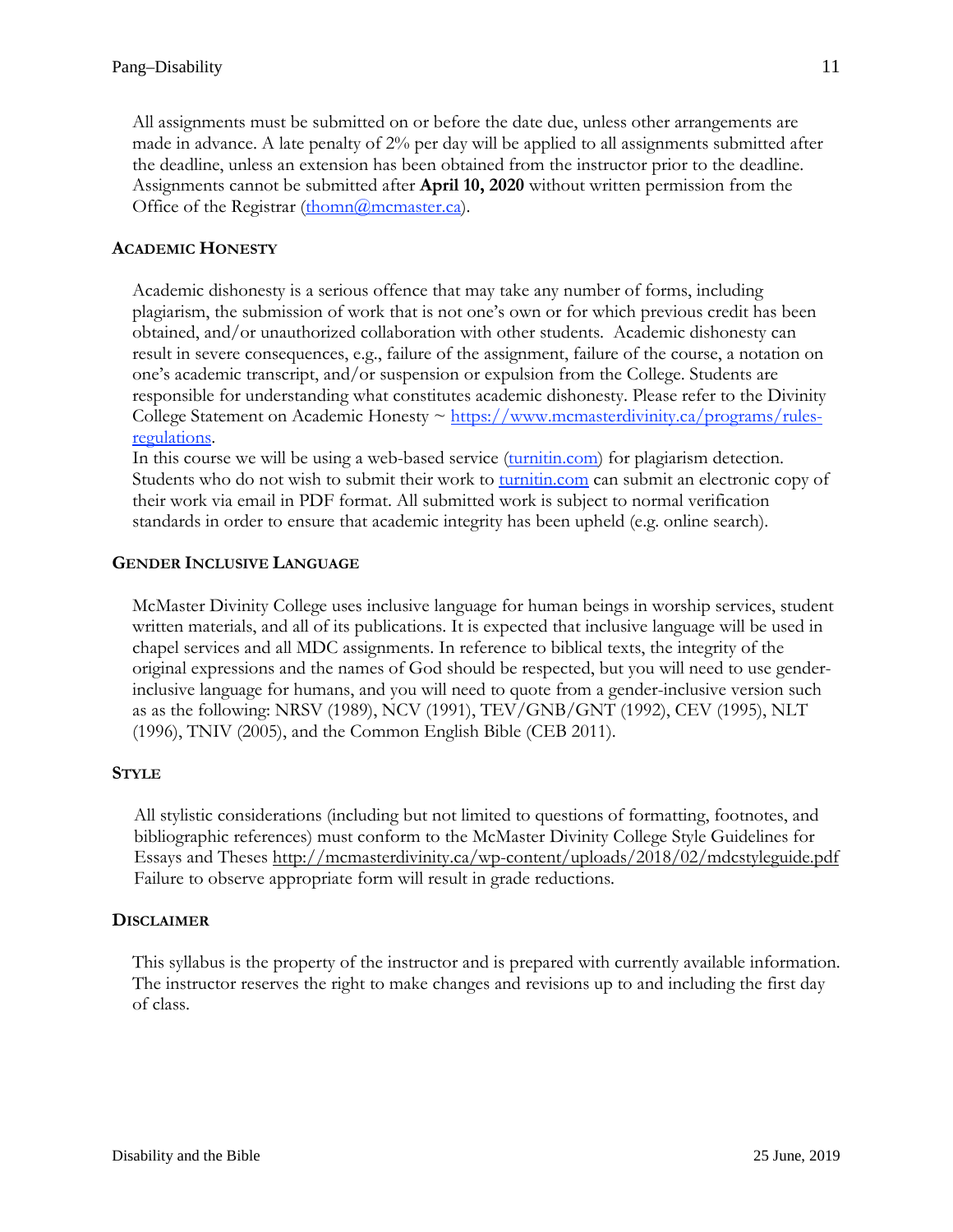All assignments must be submitted on or before the date due, unless other arrangements are made in advance. A late penalty of 2% per day will be applied to all assignments submitted after the deadline, unless an extension has been obtained from the instructor prior to the deadline. Assignments cannot be submitted after **April 10, 2020** without written permission from the Office of the Registrar (thomn@mcmaster.ca).

### ACADEMIC HONESTY

Academic dishonesty is a serious offence that may take any number of forms, including plagiarism, the submission of work that is not one's own or for which previous credit has been obtained, and/or unauthorized collaboration with other students. Academic dishonesty can result in severe consequences, e.g., failure of the assignment, failure of the course, a notation on one's academic transcript, and/or suspension or expulsion from the College. Students are responsible for understanding what constitutes academic dishonesty. Please refer to the Divinity College Statement on Academic Honesty ~ https://www.mcmasterdivinity.ca/programs/rules-regulations.

In this course we will be using a web-based service (turnitin.com) for plagiarism detection. Students who do not wish to submit their work to turnitin.com can submit an electronic copy of their work via email in PDF format. All submitted work is subject to normal verification standards in order to ensure that academic integrity has been upheld (e.g. online search).

### GENDER INCLUSIVE LANGUAGE

McMaster Divinity College uses inclusive language for human beings in worship services, student written materials, and all of its publications. It is expected that inclusive language will be used in chapel services and all MDC assignments. In reference to biblical texts, the integrity of the original expressions and the names of God should be respected, but you will need to use gender-inclusive language for humans, and you will need to quote from a gender-inclusive version such as as the following: NRSV (1989), NCV (1991), TEV/GNB/GNT (1992), CEV (1995), NLT (1996), TNIV (2005), and the Common English Bible (CEB 2011).

### STYLE

All stylistic considerations (including but not limited to questions of formatting, footnotes, and bibliographic references) must conform to the McMaster Divinity College Style Guidelines for Essays and Theses http://mcmasterdivinity.ca/wp-content/uploads/2018/02/mdcstyleguide.pdf Failure to observe appropriate form will result in grade reductions.

### DISCLAIMER

This syllabus is the property of the instructor and is prepared with currently available information. The instructor reserves the right to make changes and revisions up to and including the first day of class.